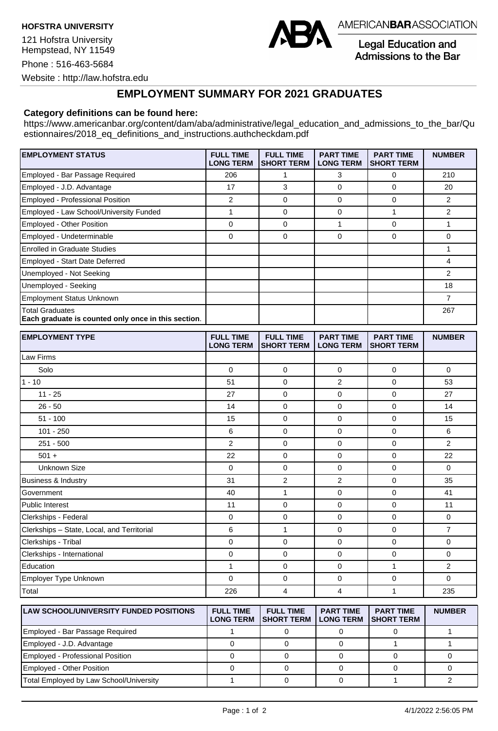**HOFSTRA UNIVERSITY**

121 Hofstra University
Hempstead, NY 11549

Phone : 516-463-5684

Website : http://law.hofstra.edu

AMERICAN**BAR**ASSOCIATION

Legal Education and Admissions to the Bar

## EMPLOYMENT SUMMARY FOR 2021 GRADUATES

**Category definitions can be found here:**

https://www.americanbar.org/content/dam/aba/administrative/legal_education_and_admissions_to_the_bar/Questionnaires/2018_eq_definitions_and_instructions.authcheckdam.pdf

| EMPLOYMENT STATUS | FULL TIME LONG TERM | FULL TIME SHORT TERM | PART TIME LONG TERM | PART TIME SHORT TERM | NUMBER |
|---|---|---|---|---|---|
| Employed - Bar Passage Required | 206 | 1 | 3 | 0 | 210 |
| Employed - J.D. Advantage | 17 | 3 | 0 | 0 | 20 |
| Employed - Professional Position | 2 | 0 | 0 | 0 | 2 |
| Employed - Law School/University Funded | 1 | 0 | 0 | 1 | 2 |
| Employed - Other Position | 0 | 0 | 1 | 0 | 1 |
| Employed - Undeterminable | 0 | 0 | 0 | 0 | 0 |
| Enrolled in Graduate Studies | | | | | 1 |
| Employed - Start Date Deferred | | | | | 4 |
| Unemployed - Not Seeking | | | | | 2 |
| Unemployed - Seeking | | | | | 18 |
| Employment Status Unknown | | | | | 7 |
| Total Graduates **Each graduate is counted only once in this section**. | | | | | 267 |

| EMPLOYMENT TYPE | FULL TIME LONG TERM | FULL TIME SHORT TERM | PART TIME LONG TERM | PART TIME SHORT TERM | NUMBER |
|---|---|---|---|---|---|
| Law Firms | | | | | |
| Solo | 0 | 0 | 0 | 0 | 0 |
| 1 - 10 | 51 | 0 | 2 | 0 | 53 |
| 11 - 25 | 27 | 0 | 0 | 0 | 27 |
| 26 - 50 | 14 | 0 | 0 | 0 | 14 |
| 51 - 100 | 15 | 0 | 0 | 0 | 15 |
| 101 - 250 | 6 | 0 | 0 | 0 | 6 |
| 251 - 500 | 2 | 0 | 0 | 0 | 2 |
| 501 + | 22 | 0 | 0 | 0 | 22 |
| Unknown Size | 0 | 0 | 0 | 0 | 0 |
| Business & Industry | 31 | 2 | 2 | 0 | 35 |
| Government | 40 | 1 | 0 | 0 | 41 |
| Public Interest | 11 | 0 | 0 | 0 | 11 |
| Clerkships - Federal | 0 | 0 | 0 | 0 | 0 |
| Clerkships – State, Local, and Territorial | 6 | 1 | 0 | 0 | 7 |
| Clerkships - Tribal | 0 | 0 | 0 | 0 | 0 |
| Clerkships - International | 0 | 0 | 0 | 0 | 0 |
| Education | 1 | 0 | 0 | 1 | 2 |
| Employer Type Unknown | 0 | 0 | 0 | 0 | 0 |
| Total | 226 | 4 | 4 | 1 | 235 |

| LAW SCHOOL/UNIVERSITY FUNDED POSITIONS | FULL TIME LONG TERM | FULL TIME SHORT TERM | PART TIME LONG TERM | PART TIME SHORT TERM | NUMBER |
|---|---|---|---|---|---|
| Employed - Bar Passage Required | 1 | 0 | 0 | 0 | 1 |
| Employed - J.D. Advantage | 0 | 0 | 0 | 1 | 1 |
| Employed - Professional Position | 0 | 0 | 0 | 0 | 0 |
| Employed - Other Position | 0 | 0 | 0 | 0 | 0 |
| Total Employed by Law School/University | 1 | 0 | 0 | 1 | 2 |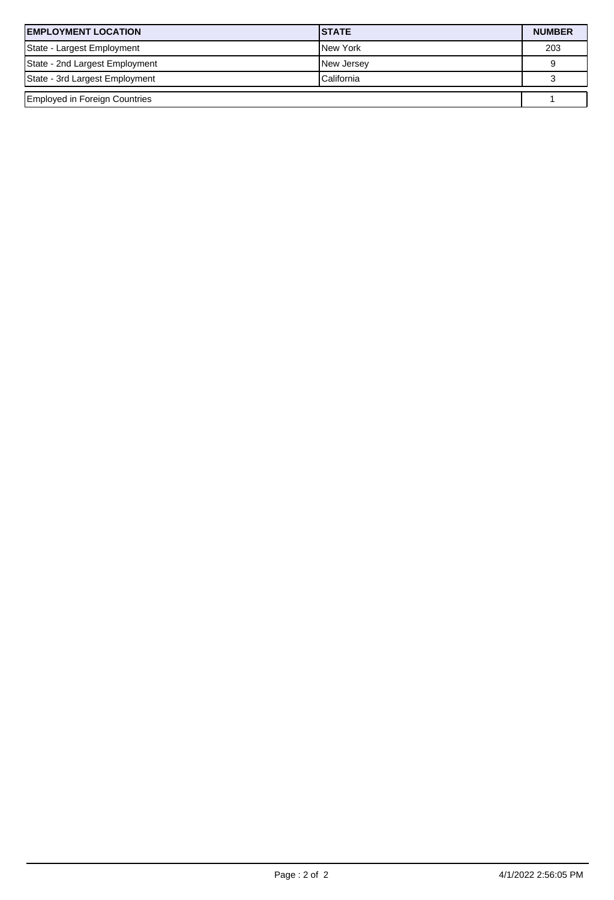| EMPLOYMENT LOCATION | STATE | NUMBER |
|---|---|---|
| State - Largest Employment | New York | 203 |
| State - 2nd Largest Employment | New Jersey | 9 |
| State - 3rd Largest Employment | California | 3 |
| Employed in Foreign Countries | | 1 |